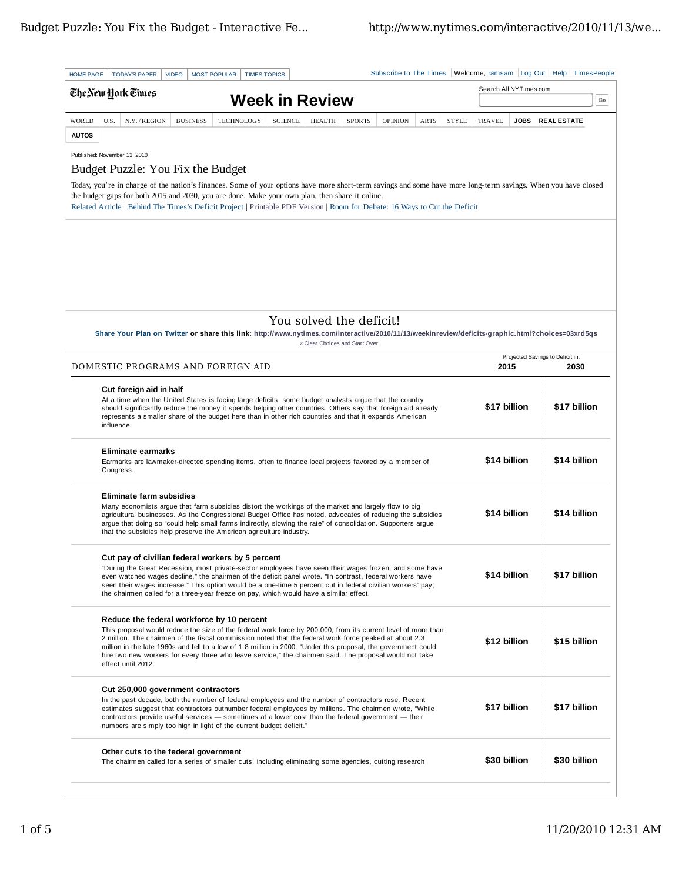HOME PAGE | TODAY'S PAPER | VIDEO | MOST POPULAR | TIMES TOPICS

Subscribe to The Times | Welcome, ramsam | Log Out | Help | TimesPeople

The New York Times

# Week in Review

Search All NYTimes.com

WORLD | U.S. | N.Y. / REGION | BUSINESS | TECHNOLOGY | SCIENCE | HEALTH | SPORTS | OPINION | ARTS | STYLE | TRAVEL | JOBS | REAL ESTATE | AUTOS

Published: November 13, 2010

## Budget Puzzle: You Fix the Budget

Today, you're in charge of the nation's finances. Some of your options have more short-term savings and some have more long-term savings. When you have closed the budget gaps for both 2015 and 2030, you are done. Make your own plan, then share it online.

Related Article | Behind The Times's Deficit Project | Printable PDF Version | Room for Debate: 16 Ways to Cut the Deficit

## You solved the deficit!

**Share Your Plan on Twitter** or share this link: **http://www.nytimes.com/interactive/2010/11/13/weekinreview/deficits-graphic.html?choices=03xrd5qs**

« Clear Choices and Start Over

| DOMESTIC PROGRAMS AND FOREIGN AID | Projected Savings to Deficit in: 2015 | 2030 |
|---|---|---|
| **Cut foreign aid in half**<br>At a time when the United States is facing large deficits, some budget analysts argue that the country should significantly reduce the money it spends helping other countries. Others say that foreign aid already represents a smaller share of the budget here than in other rich countries and that it expands American influence. | **$17 billion** | **$17 billion** |
| **Eliminate earmarks**<br>Earmarks are lawmaker-directed spending items, often to finance local projects favored by a member of Congress. | **$14 billion** | **$14 billion** |
| **Eliminate farm subsidies**<br>Many economists argue that farm subsidies distort the workings of the market and largely flow to big agricultural businesses. As the Congressional Budget Office has noted, advocates of reducing the subsidies argue that doing so "could help small farms indirectly, slowing the rate" of consolidation. Supporters argue that the subsidies help preserve the American agriculture industry. | **$14 billion** | **$14 billion** |
| **Cut pay of civilian federal workers by 5 percent**<br>"During the Great Recession, most private-sector employees have seen their wages frozen, and some have even watched wages decline," the chairmen of the deficit panel wrote. "In contrast, federal workers have seen their wages increase." This option would be a one-time 5 percent cut in federal civilian workers' pay; the chairmen called for a three-year freeze on pay, which would have a similar effect. | **$14 billion** | **$17 billion** |
| **Reduce the federal workforce by 10 percent**<br>This proposal would reduce the size of the federal work force by 200,000, from its current level of more than 2 million. The chairmen of the fiscal commission noted that the federal work force peaked at about 2.3 million in the late 1960s and fell to a low of 1.8 million in 2000. "Under this proposal, the government could hire two new workers for every three who leave service," the chairmen said. The proposal would not take effect until 2012. | **$12 billion** | **$15 billion** |
| **Cut 250,000 government contractors**<br>In the past decade, both the number of federal employees and the number of contractors rose. Recent estimates suggest that contractors outnumber federal employees by millions. The chairmen wrote, "While contractors provide useful services — sometimes at a lower cost than the federal government — their numbers are simply too high in light of the current budget deficit." | **$17 billion** | **$17 billion** |
| **Other cuts to the federal government**<br>The chairmen called for a series of smaller cuts, including eliminating some agencies, cutting research | **$30 billion** | **$30 billion** |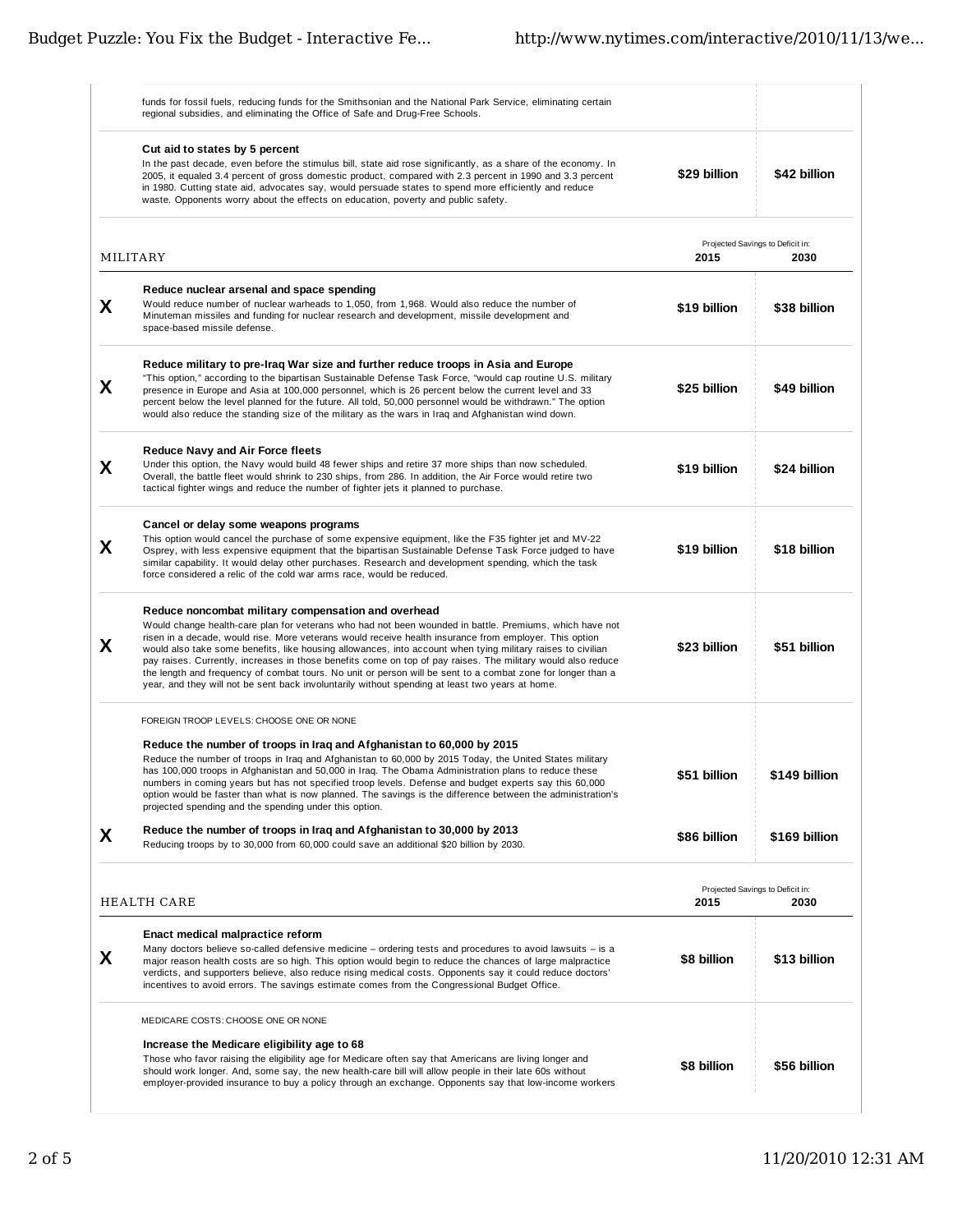| | | | |
|---|---|---|---|
| | funds for fossil fuels, reducing funds for the Smithsonian and the National Park Service, eliminating certain regional subsidies, and eliminating the Office of Safe and Drug-Free Schools. | | |
| | **Cut aid to states by 5 percent**<br>In the past decade, even before the stimulus bill, state aid rose significantly, as a share of the economy. In 2005, it equaled 3.4 percent of gross domestic product, compared with 2.3 percent in 1990 and 3.3 percent in 1980. Cutting state aid, advocates say, would persuade states to spend more efficiently and reduce waste. Opponents worry about the effects on education, poverty and public safety. | **$29 billion** | **$42 billion** |

| | MILITARY | Projected Savings to Deficit in: 2015 | 2030 |
|---|---|---|---|
| **X** | **Reduce nuclear arsenal and space spending**<br>Would reduce number of nuclear warheads to 1,050, from 1,968. Would also reduce the number of Minuteman missiles and funding for nuclear research and development, missile development and space-based missile defense. | **$19 billion** | **$38 billion** |
| **X** | **Reduce military to pre-Iraq War size and further reduce troops in Asia and Europe**<br>"This option," according to the bipartisan Sustainable Defense Task Force, "would cap routine U.S. military presence in Europe and Asia at 100,000 personnel, which is 26 percent below the current level and 33 percent below the level planned for the future. All told, 50,000 personnel would be withdrawn." The option would also reduce the standing size of the military as the wars in Iraq and Afghanistan wind down. | **$25 billion** | **$49 billion** |
| **X** | **Reduce Navy and Air Force fleets**<br>Under this option, the Navy would build 48 fewer ships and retire 37 more ships than now scheduled. Overall, the battle fleet would shrink to 230 ships, from 286. In addition, the Air Force would retire two tactical fighter wings and reduce the number of fighter jets it planned to purchase. | **$19 billion** | **$24 billion** |
| **X** | **Cancel or delay some weapons programs**<br>This option would cancel the purchase of some expensive equipment, like the F35 fighter jet and MV-22 Osprey, with less expensive equipment that the bipartisan Sustainable Defense Task Force judged to have similar capability. It would delay other purchases. Research and development spending, which the task force considered a relic of the cold war arms race, would be reduced. | **$19 billion** | **$18 billion** |
| **X** | **Reduce noncombat military compensation and overhead**<br>Would change health-care plan for veterans who had not been wounded in battle. Premiums, which have not risen in a decade, would rise. More veterans would receive health insurance from employer. This option would also take some benefits, like housing allowances, into account when tying military raises to civilian pay raises. Currently, increases in those benefits come on top of pay raises. The military would also reduce the length and frequency of combat tours. No unit or person will be sent to a combat zone for longer than a year, and they will not be sent back involuntarily without spending at least two years at home. | **$23 billion** | **$51 billion** |
| | FOREIGN TROOP LEVELS: CHOOSE ONE OR NONE | | |
| | **Reduce the number of troops in Iraq and Afghanistan to 60,000 by 2015**<br>Reduce the number of troops in Iraq and Afghanistan to 60,000 by 2015 Today, the United States military has 100,000 troops in Afghanistan and 50,000 in Iraq. The Obama Administration plans to reduce these numbers in coming years but has not specified troop levels. Defense and budget experts say this 60,000 option would be faster than what is now planned. The savings is the difference between the administration's projected spending and the spending under this option. | **$51 billion** | **$149 billion** |
| **X** | **Reduce the number of troops in Iraq and Afghanistan to 30,000 by 2013**<br>Reducing troops by to 30,000 from 60,000 could save an additional $20 billion by 2030. | **$86 billion** | **$169 billion** |

| | HEALTH CARE | Projected Savings to Deficit in: 2015 | 2030 |
|---|---|---|---|
| **X** | **Enact medical malpractice reform**<br>Many doctors believe so-called defensive medicine – ordering tests and procedures to avoid lawsuits – is a major reason health costs are so high. This option would begin to reduce the chances of large malpractice verdicts, and supporters believe, also reduce rising medical costs. Opponents say it could reduce doctors' incentives to avoid errors. The savings estimate comes from the Congressional Budget Office. | **$8 billion** | **$13 billion** |
| | MEDICARE COSTS: CHOOSE ONE OR NONE | | |
| | **Increase the Medicare eligibility age to 68**<br>Those who favor raising the eligibility age for Medicare often say that Americans are living longer and should work longer. And, some say, the new health-care bill will allow people in their late 60s without employer-provided insurance to buy a policy through an exchange. Opponents say that low-income workers | **$8 billion** | **$56 billion** |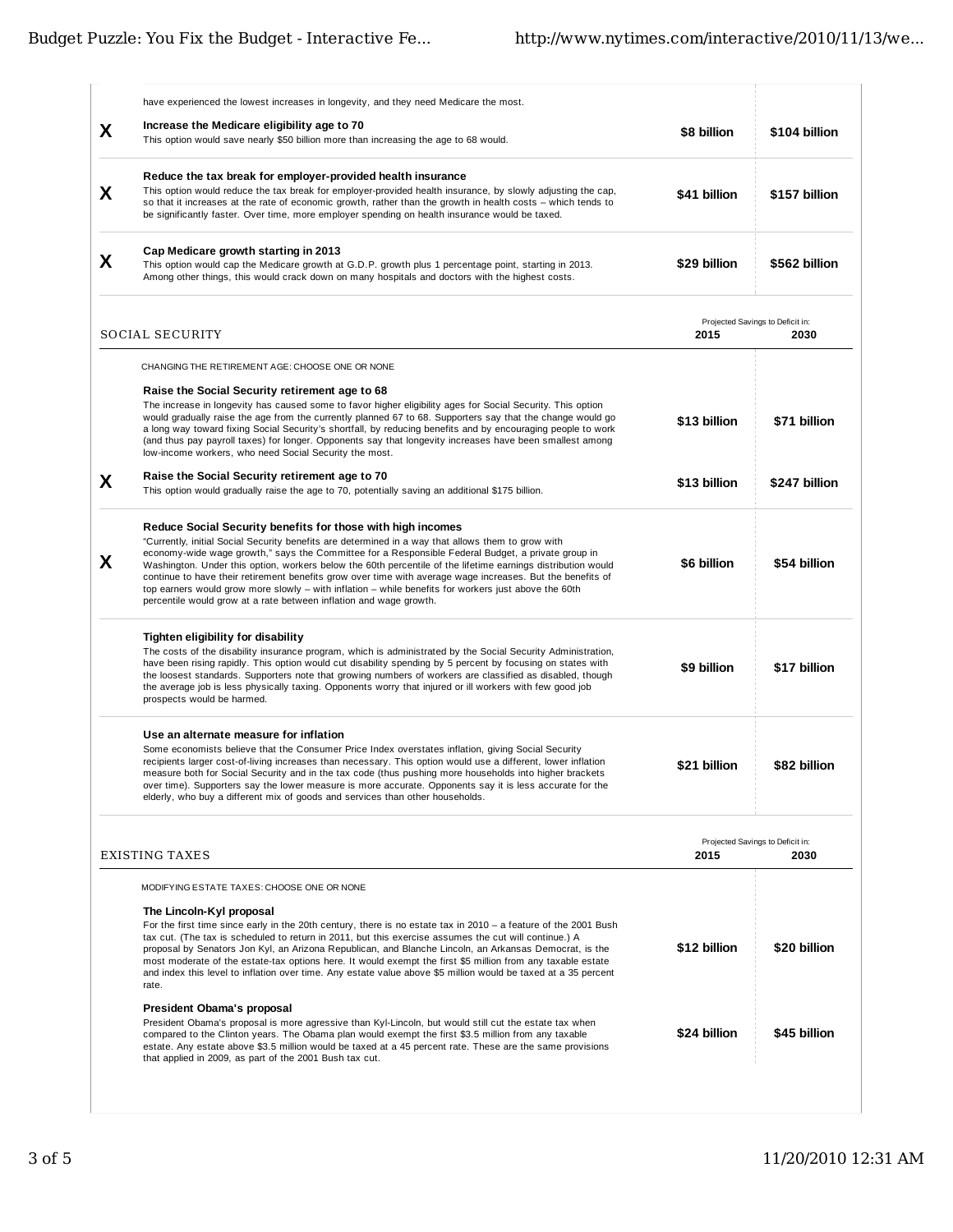have experienced the lowest increases in longevity, and they need Medicare the most.

| | | 2015 | 2030 |
|---|---|---|---|
| X | **Increase the Medicare eligibility age to 70**<br>This option would save nearly $50 billion more than increasing the age to 68 would. | $8 billion | $104 billion |
| X | **Reduce the tax break for employer-provided health insurance**<br>This option would reduce the tax break for employer-provided health insurance, by slowly adjusting the cap, so that it increases at the rate of economic growth, rather than the growth in health costs – which tends to be significantly faster. Over time, more employer spending on health insurance would be taxed. | $41 billion | $157 billion |
| X | **Cap Medicare growth starting in 2013**<br>This option would cap the Medicare growth at G.D.P. growth plus 1 percentage point, starting in 2013. Among other things, this would crack down on many hospitals and doctors with the highest costs. | $29 billion | $562 billion |

## SOCIAL SECURITY

| | | Projected Savings to Deficit in: 2015 | 2030 |
|---|---|---|---|
| | CHANGING THE RETIREMENT AGE: CHOOSE ONE OR NONE | | |
| | **Raise the Social Security retirement age to 68**<br>The increase in longevity has caused some to favor higher eligibility ages for Social Security. This option would gradually raise the age from the currently planned 67 to 68. Supporters say that the change would go a long way toward fixing Social Security's shortfall, by reducing benefits and by encouraging people to work (and thus pay payroll taxes) for longer. Opponents say that longevity increases have been smallest among low-income workers, who need Social Security the most. | $13 billion | $71 billion |
| X | **Raise the Social Security retirement age to 70**<br>This option would gradually raise the age to 70, potentially saving an additional $175 billion. | $13 billion | $247 billion |
| X | **Reduce Social Security benefits for those with high incomes**<br>"Currently, initial Social Security benefits are determined in a way that allows them to grow with economy-wide wage growth," says the Committee for a Responsible Federal Budget, a private group in Washington. Under this option, workers below the 60th percentile of the lifetime earnings distribution would continue to have their retirement benefits grow over time with average wage increases. But the benefits of top earners would grow more slowly – with inflation – while benefits for workers just above the 60th percentile would grow at a rate between inflation and wage growth. | $6 billion | $54 billion |
| | **Tighten eligibility for disability**<br>The costs of the disability insurance program, which is administrated by the Social Security Administration, have been rising rapidly. This option would cut disability spending by 5 percent by focusing on states with the loosest standards. Supporters note that growing numbers of workers are classified as disabled, though the average job is less physically taxing. Opponents worry that injured or ill workers with few good job prospects would be harmed. | $9 billion | $17 billion |
| | **Use an alternate measure for inflation**<br>Some economists believe that the Consumer Price Index overstates inflation, giving Social Security recipients larger cost-of-living increases than necessary. This option would use a different, lower inflation measure both for Social Security and in the tax code (thus pushing more households into higher brackets over time). Supporters say the lower measure is more accurate. Opponents say it is less accurate for the elderly, who buy a different mix of goods and services than other households. | $21 billion | $82 billion |

## EXISTING TAXES

| | | Projected Savings to Deficit in: 2015 | 2030 |
|---|---|---|---|
| | MODIFYING ESTATE TAXES: CHOOSE ONE OR NONE | | |
| | **The Lincoln-Kyl proposal**<br>For the first time since early in the 20th century, there is no estate tax in 2010 – a feature of the 2001 Bush tax cut. (The tax is scheduled to return in 2011, but this exercise assumes the cut will continue.) A proposal by Senators Jon Kyl, an Arizona Republican, and Blanche Lincoln, an Arkansas Democrat, is the most moderate of the estate-tax options here. It would exempt the first $5 million from any taxable estate and index this level to inflation over time. Any estate value above $5 million would be taxed at a 35 percent rate. | $12 billion | $20 billion |
| | **President Obama's proposal**<br>President Obama's proposal is more agressive than Kyl-Lincoln, but would still cut the estate tax when compared to the Clinton years. The Obama plan would exempt the first $3.5 million from any taxable estate. Any estate above $3.5 million would be taxed at a 45 percent rate. These are the same provisions that applied in 2009, as part of the 2001 Bush tax cut. | $24 billion | $45 billion |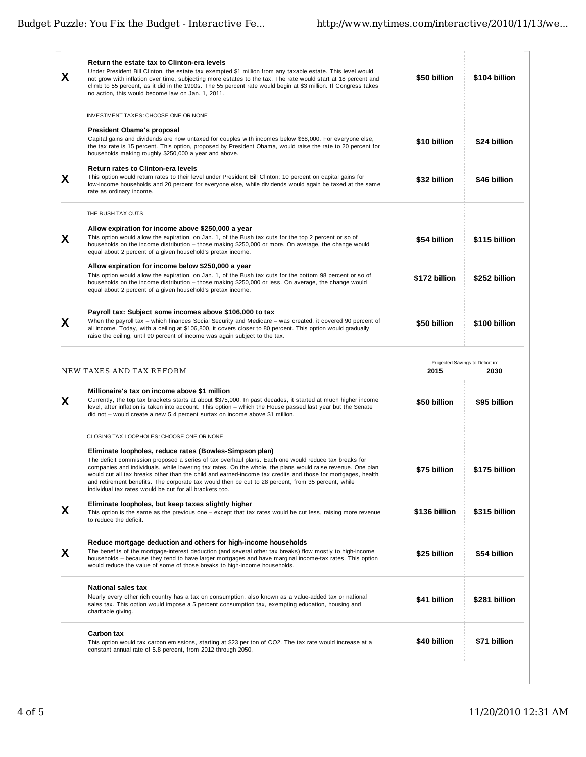| | Option | 2015 | 2030 |
|---|---|---|---|
| X | **Return the estate tax to Clinton-era levels**<br>Under President Bill Clinton, the estate tax exempted $1 million from any taxable estate. This level would not grow with inflation over time, subjecting more estates to the tax. The rate would start at 18 percent and climb to 55 percent, as it did in the 1990s. The 55 percent rate would begin at $3 million. If Congress takes no action, this would become law on Jan. 1, 2011. | **$50 billion** | **$104 billion** |
| | INVESTMENT TAXES: CHOOSE ONE OR NONE | | |
| | **President Obama's proposal**<br>Capital gains and dividends are now untaxed for couples with incomes below $68,000. For everyone else, the tax rate is 15 percent. This option, proposed by President Obama, would raise the rate to 20 percent for households making roughly $250,000 a year and above. | **$10 billion** | **$24 billion** |
| X | **Return rates to Clinton-era levels**<br>This option would return rates to their level under President Bill Clinton: 10 percent on capital gains for low-income households and 20 percent for everyone else, while dividends would again be taxed at the same rate as ordinary income. | **$32 billion** | **$46 billion** |
| | THE BUSH TAX CUTS | | |
| X | **Allow expiration for income above $250,000 a year**<br>This option would allow the expiration, on Jan. 1, of the Bush tax cuts for the top 2 percent or so of households on the income distribution – those making $250,000 or more. On average, the change would equal about 2 percent of a given household's pretax income. | **$54 billion** | **$115 billion** |
| | **Allow expiration for income below $250,000 a year**<br>This option would allow the expiration, on Jan. 1, of the Bush tax cuts for the bottom 98 percent or so of households on the income distribution – those making $250,000 or less. On average, the change would equal about 2 percent of a given household's pretax income. | **$172 billion** | **$252 billion** |
| X | **Payroll tax: Subject some incomes above $106,000 to tax**<br>When the payroll tax – which finances Social Security and Medicare – was created, it covered 90 percent of all income. Today, with a ceiling at $106,800, it covers closer to 80 percent. This option would gradually raise the ceiling, until 90 percent of income was again subject to the tax. | **$50 billion** | **$100 billion** |

## NEW TAXES AND TAX REFORM

| | Option | Projected Savings to Deficit in: 2015 | 2030 |
|---|---|---|---|
| X | **Millionaire's tax on income above $1 million**<br>Currently, the top tax brackets starts at about $375,000. In past decades, it started at much higher income level, after inflation is taken into account. This option – which the House passed last year but the Senate did not – would create a new 5.4 percent surtax on income above $1 million. | **$50 billion** | **$95 billion** |
| | CLOSING TAX LOOPHOLES: CHOOSE ONE OR NONE | | |
| | **Eliminate loopholes, reduce rates (Bowles-Simpson plan)**<br>The deficit commission proposed a series of tax overhaul plans. Each one would reduce tax breaks for companies and individuals, while lowering tax rates. On the whole, the plans would raise revenue. One plan would cut all tax breaks other than the child and earned-income tax credits and those for mortgages, health and retirement benefits. The corporate tax would then be cut to 28 percent, from 35 percent, while individual tax rates would be cut for all brackets too. | **$75 billion** | **$175 billion** |
| X | **Eliminate loopholes, but keep taxes slightly higher**<br>This option is the same as the previous one – except that tax rates would be cut less, raising more revenue to reduce the deficit. | **$136 billion** | **$315 billion** |
| X | **Reduce mortgage deduction and others for high-income households**<br>The benefits of the mortgage-interest deduction (and several other tax breaks) flow mostly to high-income households – because they tend to have larger mortgages and have marginal income-tax rates. This option would reduce the value of some of those breaks to high-income households. | **$25 billion** | **$54 billion** |
| | **National sales tax**<br>Nearly every other rich country has a tax on consumption, also known as a value-added tax or national sales tax. This option would impose a 5 percent consumption tax, exempting education, housing and charitable giving. | **$41 billion** | **$281 billion** |
| | **Carbon tax**<br>This option would tax carbon emissions, starting at $23 per ton of $CO_2$. The tax rate would increase at a constant annual rate of 5.8 percent, from 2012 through 2050. | **$40 billion** | **$71 billion** |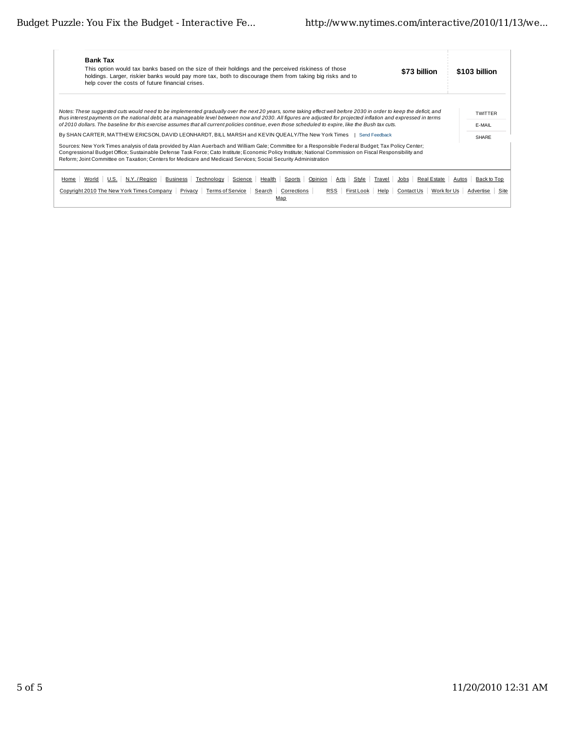| | | |
| --- | --- | --- |
| **Bank Tax**<br>This option would tax banks based on the size of their holdings and the perceived riskiness of those holdings. Larger, riskier banks would pay more tax, both to discourage them from taking big risks and to help cover the costs of future financial crises. | **$73 billion** | **$103 billion** |

*Notes: These suggested cuts would need to be implemented gradually over the next 20 years, some taking effect well before 2030 in order to keep the deficit, and thus interest payments on the national debt, at a manageable level between now and 2030. All figures are adjusted for projected inflation and expressed in terms of 2010 dollars. The baseline for this exercise assumes that all current policies continue, even those scheduled to expire, like the Bush tax cuts.*

By SHAN CARTER, MATTHEW ERICSON, DAVID LEONHARDT, BILL MARSH and KEVIN QUEALY/The New York Times | Send Feedback

Sources: New York Times analysis of data provided by Alan Auerbach and William Gale; Committee for a Responsible Federal Budget; Tax Policy Center; Congressional Budget Office; Sustainable Defense Task Force; Cato Institute; Economic Policy Institute; National Commission on Fiscal Responsibility and Reform; Joint Committee on Taxation; Centers for Medicare and Medicaid Services; Social Security Administration

TWITTER | E-MAIL | SHARE

Home | World | U.S. | N.Y. / Region | Business | Technology | Science | Health | Sports | Opinion | Arts | Style | Travel | Jobs | Real Estate | Autos | Back to Top

Copyright 2010 The New York Times Company | Privacy | Terms of Service | Search | Corrections | RSS | First Look | Help | Contact Us | Work for Us | Advertise | Site Map